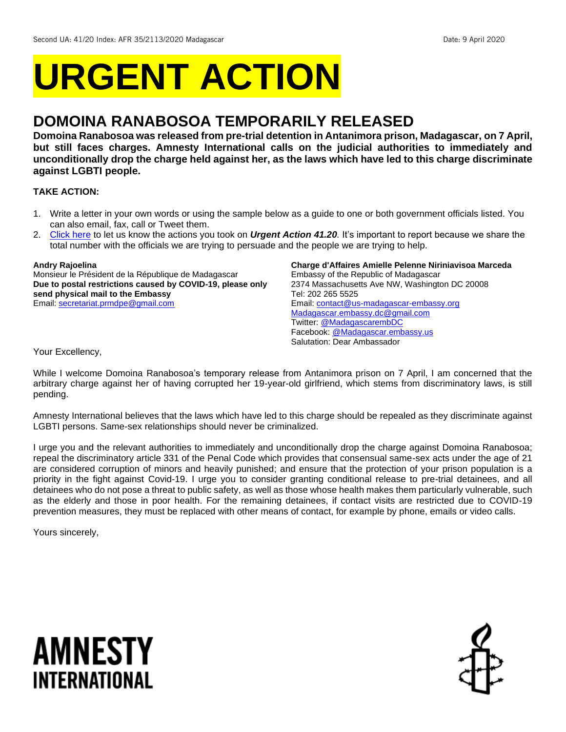Second UA: 41/20 Index: AFR 35/2113/2020 Madagascar Date: 9 April 2020

# URGENT ACTION

## DOMOINA RANABOSOA TEMPORARILY RELEASED

**Domoina Ranabosoa was released from pre-trial detention in Antanimora prison, Madagascar, on 7 April, but still faces charges. Amnesty International calls on the judicial authorities to immediately and unconditionally drop the charge held against her, as the laws which have led to this charge discriminate against LGBTI people.**

**TAKE ACTION:**

1. Write a letter in your own words or using the sample below as a guide to one or both government officials listed. You can also email, fax, call or Tweet them.
2. Click here to let us know the actions you took on ***Urgent Action 41.20***. It's important to report because we share the total number with the officials we are trying to persuade and the people we are trying to help.

**Andry Rajoelina**
Monsieur le Président de la République de Madagascar
**Due to postal restrictions caused by COVID-19, please only send physical mail to the Embassy**
Email: secretariat.prmdpe@gmail.com

**Charge d'Affaires Amielle Pelenne Niriniavisoa Marceda**
Embassy of the Republic of Madagascar
2374 Massachusetts Ave NW, Washington DC 20008
Tel: 202 265 5525
Email: contact@us-madagascar-embassy.org
Madagascar.embassy.dc@gmail.com
Twitter: @MadagascarembDC
Facebook: @Madagascar.embassy.us
Salutation: Dear Ambassador

Your Excellency,

While I welcome Domoina Ranabosoa's temporary release from Antanimora prison on 7 April, I am concerned that the arbitrary charge against her of having corrupted her 19-year-old girlfriend, which stems from discriminatory laws, is still pending.

Amnesty International believes that the laws which have led to this charge should be repealed as they discriminate against LGBTI persons. Same-sex relationships should never be criminalized.

I urge you and the relevant authorities to immediately and unconditionally drop the charge against Domoina Ranabosoa; repeal the discriminatory article 331 of the Penal Code which provides that consensual same-sex acts under the age of 21 are considered corruption of minors and heavily punished; and ensure that the protection of your prison population is a priority in the fight against Covid-19. I urge you to consider granting conditional release to pre-trial detainees, and all detainees who do not pose a threat to public safety, as well as those whose health makes them particularly vulnerable, such as the elderly and those in poor health. For the remaining detainees, if contact visits are restricted due to COVID-19 prevention measures, they must be replaced with other means of contact, for example by phone, emails or video calls.

Yours sincerely,

AMNESTY INTERNATIONAL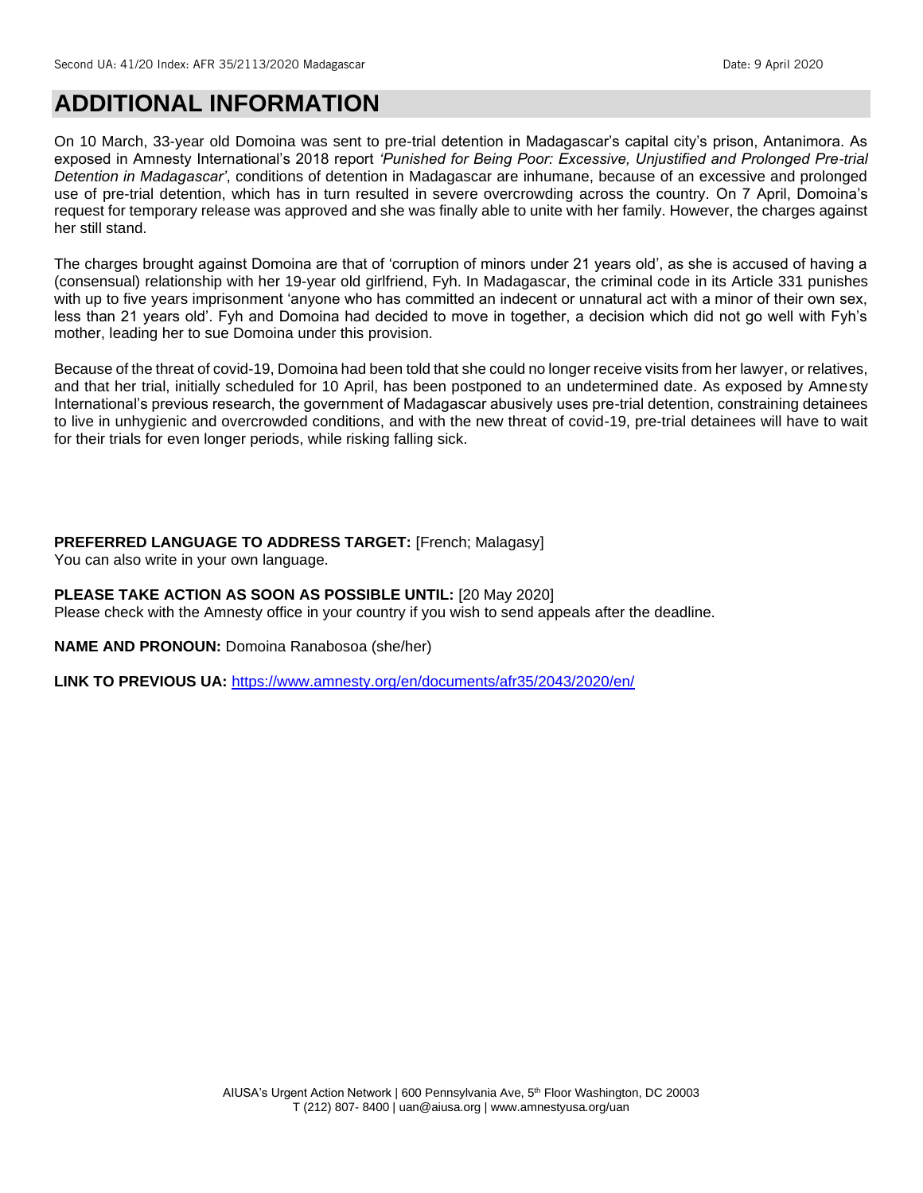## ADDITIONAL INFORMATION

On 10 March, 33-year old Domoina was sent to pre-trial detention in Madagascar's capital city's prison, Antanimora. As exposed in Amnesty International's 2018 report *'Punished for Being Poor: Excessive, Unjustified and Prolonged Pre-trial Detention in Madagascar'*, conditions of detention in Madagascar are inhumane, because of an excessive and prolonged use of pre-trial detention, which has in turn resulted in severe overcrowding across the country. On 7 April, Domoina's request for temporary release was approved and she was finally able to unite with her family. However, the charges against her still stand.

The charges brought against Domoina are that of 'corruption of minors under 21 years old', as she is accused of having a (consensual) relationship with her 19-year old girlfriend, Fyh. In Madagascar, the criminal code in its Article 331 punishes with up to five years imprisonment 'anyone who has committed an indecent or unnatural act with a minor of their own sex, less than 21 years old'. Fyh and Domoina had decided to move in together, a decision which did not go well with Fyh's mother, leading her to sue Domoina under this provision.

Because of the threat of covid-19, Domoina had been told that she could no longer receive visits from her lawyer, or relatives, and that her trial, initially scheduled for 10 April, has been postponed to an undetermined date. As exposed by Amnesty International's previous research, the government of Madagascar abusively uses pre-trial detention, constraining detainees to live in unhygienic and overcrowded conditions, and with the new threat of covid-19, pre-trial detainees will have to wait for their trials for even longer periods, while risking falling sick.

**PREFERRED LANGUAGE TO ADDRESS TARGET:** [French; Malagasy]
You can also write in your own language.

**PLEASE TAKE ACTION AS SOON AS POSSIBLE UNTIL:** [20 May 2020]
Please check with the Amnesty office in your country if you wish to send appeals after the deadline.

**NAME AND PRONOUN:** Domoina Ranabosoa (she/her)

**LINK TO PREVIOUS UA:** https://www.amnesty.org/en/documents/afr35/2043/2020/en/